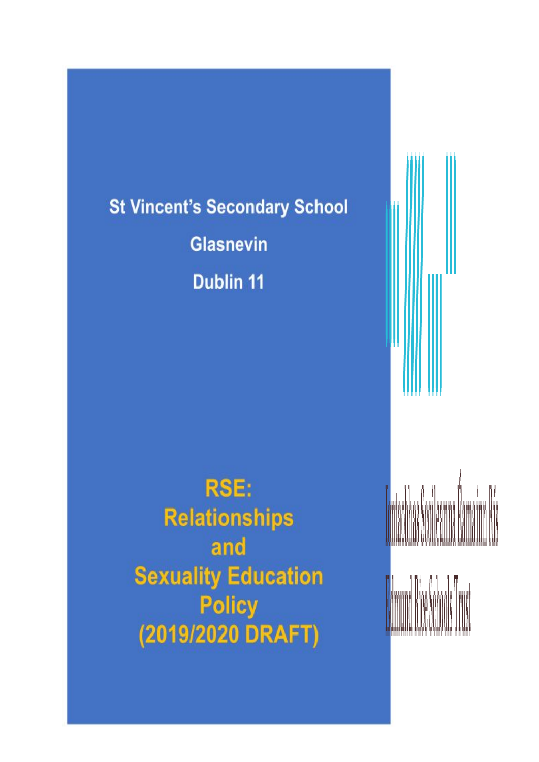St Vincent's Secondary School

Glasnevin

Dublin 11

# RSE: Relationships and Sexuality Education Policy (2019/2020 DRAFT)

Iontaobhas Scoileanna Éamainn Rís

Edmund Rice Schools Trust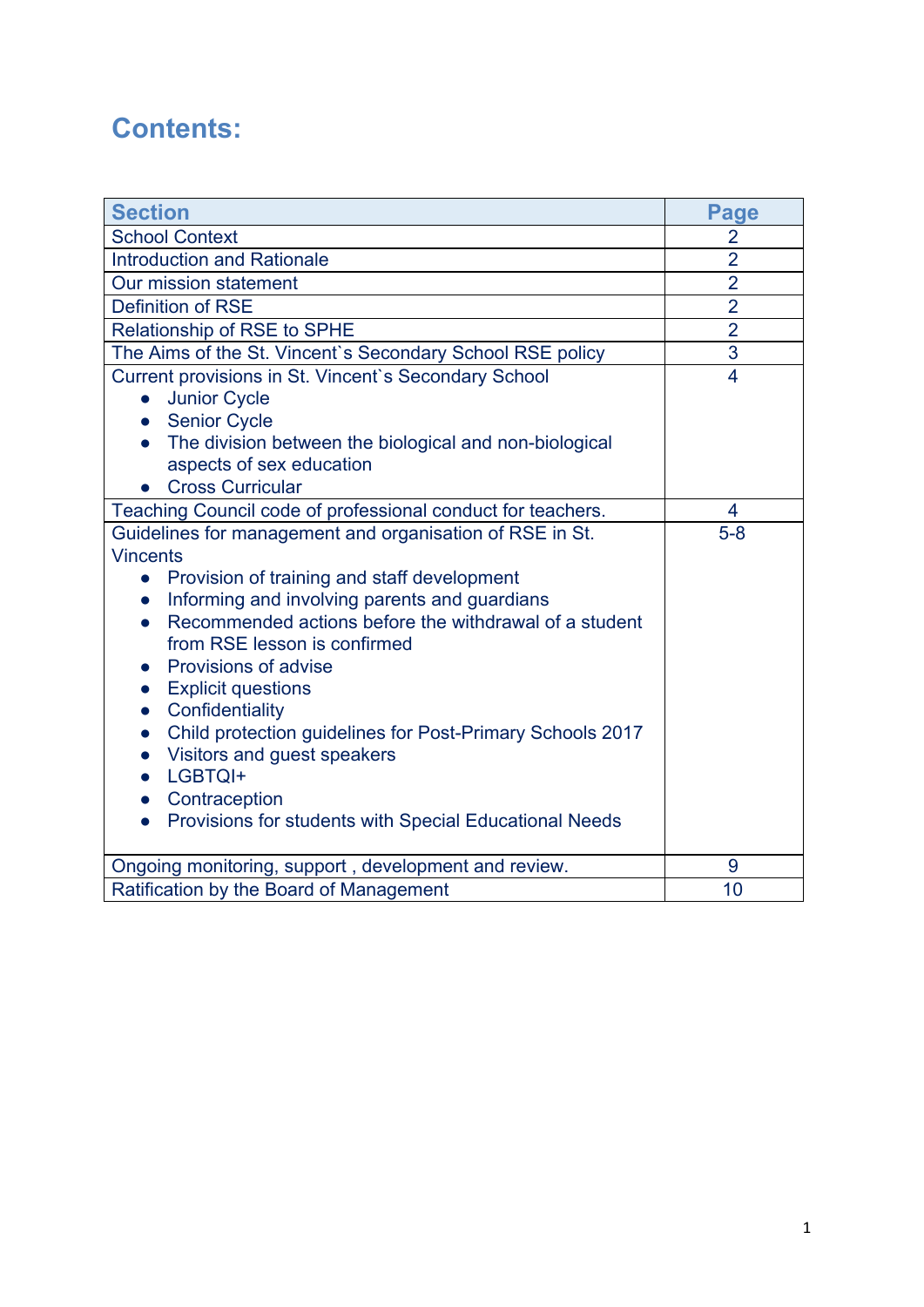## Contents:

| Section | Page |
|---|---|
| School Context | 2 |
| Introduction and Rationale | 2 |
| Our mission statement | 2 |
| Definition of RSE | 2 |
| Relationship of RSE to SPHE | 2 |
| The Aims of the St. Vincent`s Secondary School RSE policy | 3 |
| Current provisions in St. Vincent`s Secondary School<br>• Junior Cycle<br>• Senior Cycle<br>• The division between the biological and non-biological aspects of sex education<br>• Cross Curricular | 4 |
| Teaching Council code of professional conduct for teachers. | 4 |
| Guidelines for management and organisation of RSE in St. Vincents<br>• Provision of training and staff development<br>• Informing and involving parents and guardians<br>• Recommended actions before the withdrawal of a student from RSE lesson is confirmed<br>• Provisions of advise<br>• Explicit questions<br>• Confidentiality<br>• Child protection guidelines for Post-Primary Schools 2017<br>• Visitors and guest speakers<br>• LGBTQI+<br>• Contraception<br>• Provisions for students with Special Educational Needs | 5-8 |
| Ongoing monitoring, support , development and review. | 9 |
| Ratification by the Board of Management | 10 |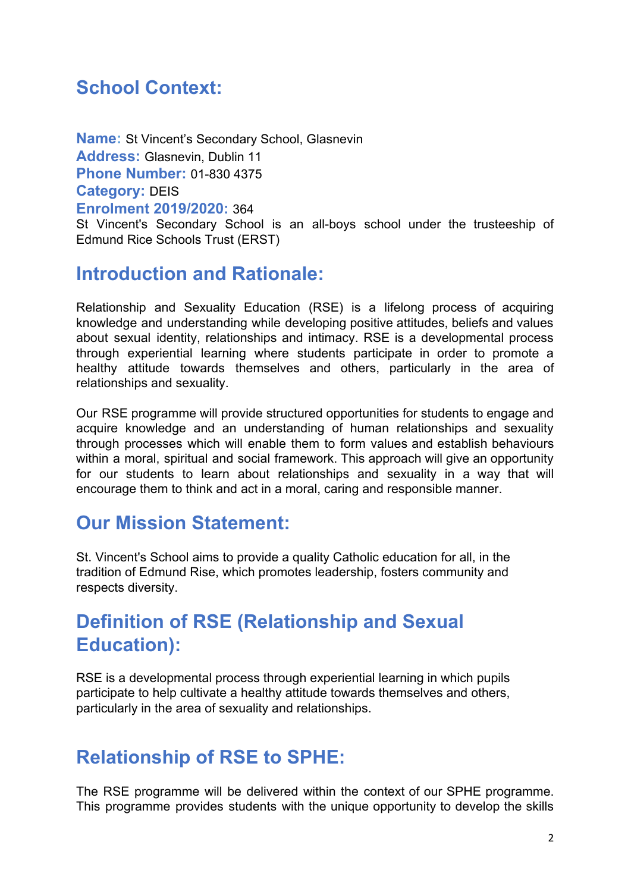## School Context:

**Name:** St Vincent's Secondary School, Glasnevin
**Address:** Glasnevin, Dublin 11
**Phone Number:** 01-830 4375
**Category:** DEIS
**Enrolment 2019/2020:** 364
St Vincent's Secondary School is an all-boys school under the trusteeship of Edmund Rice Schools Trust (ERST)

## Introduction and Rationale:

Relationship and Sexuality Education (RSE) is a lifelong process of acquiring knowledge and understanding while developing positive attitudes, beliefs and values about sexual identity, relationships and intimacy. RSE is a developmental process through experiential learning where students participate in order to promote a healthy attitude towards themselves and others, particularly in the area of relationships and sexuality.

Our RSE programme will provide structured opportunities for students to engage and acquire knowledge and an understanding of human relationships and sexuality through processes which will enable them to form values and establish behaviours within a moral, spiritual and social framework. This approach will give an opportunity for our students to learn about relationships and sexuality in a way that will encourage them to think and act in a moral, caring and responsible manner.

## Our Mission Statement:

St. Vincent's School aims to provide a quality Catholic education for all, in the tradition of Edmund Rise, which promotes leadership, fosters community and respects diversity.

## Definition of RSE (Relationship and Sexual Education):

RSE is a developmental process through experiential learning in which pupils participate to help cultivate a healthy attitude towards themselves and others, particularly in the area of sexuality and relationships.

## Relationship of RSE to SPHE:

The RSE programme will be delivered within the context of our SPHE programme. This programme provides students with the unique opportunity to develop the skills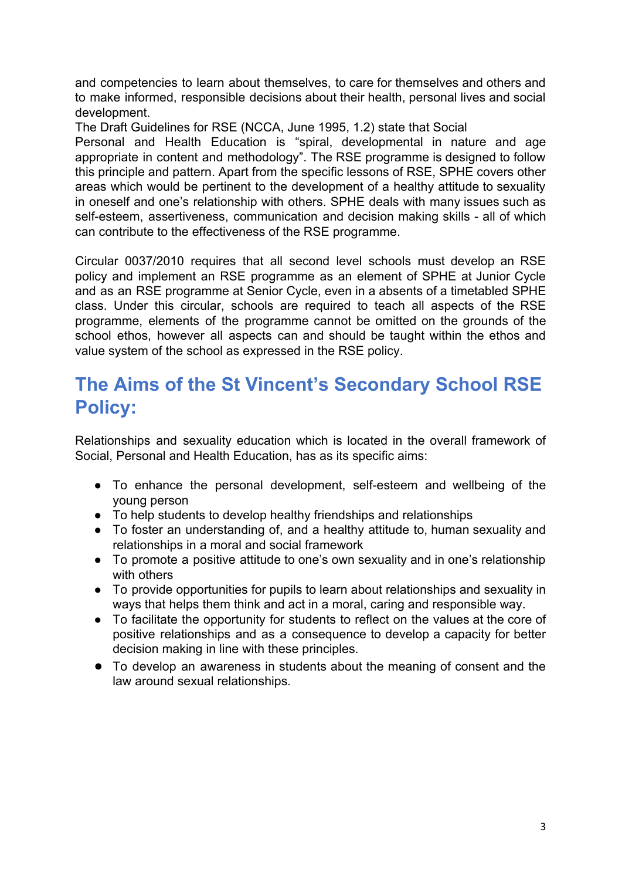and competencies to learn about themselves, to care for themselves and others and to make informed, responsible decisions about their health, personal lives and social development.

The Draft Guidelines for RSE (NCCA, June 1995, 1.2) state that Social Personal and Health Education is "spiral, developmental in nature and age appropriate in content and methodology". The RSE programme is designed to follow this principle and pattern. Apart from the specific lessons of RSE, SPHE covers other areas which would be pertinent to the development of a healthy attitude to sexuality in oneself and one's relationship with others. SPHE deals with many issues such as self-esteem, assertiveness, communication and decision making skills - all of which can contribute to the effectiveness of the RSE programme.

Circular 0037/2010 requires that all second level schools must develop an RSE policy and implement an RSE programme as an element of SPHE at Junior Cycle and as an RSE programme at Senior Cycle, even in a absents of a timetabled SPHE class. Under this circular, schools are required to teach all aspects of the RSE programme, elements of the programme cannot be omitted on the grounds of the school ethos, however all aspects can and should be taught within the ethos and value system of the school as expressed in the RSE policy.

## The Aims of the St Vincent's Secondary School RSE Policy:

Relationships and sexuality education which is located in the overall framework of Social, Personal and Health Education, has as its specific aims:

- To enhance the personal development, self-esteem and wellbeing of the young person
- To help students to develop healthy friendships and relationships
- To foster an understanding of, and a healthy attitude to, human sexuality and relationships in a moral and social framework
- To promote a positive attitude to one's own sexuality and in one's relationship with others
- To provide opportunities for pupils to learn about relationships and sexuality in ways that helps them think and act in a moral, caring and responsible way.
- To facilitate the opportunity for students to reflect on the values at the core of positive relationships and as a consequence to develop a capacity for better decision making in line with these principles.
- To develop an awareness in students about the meaning of consent and the law around sexual relationships.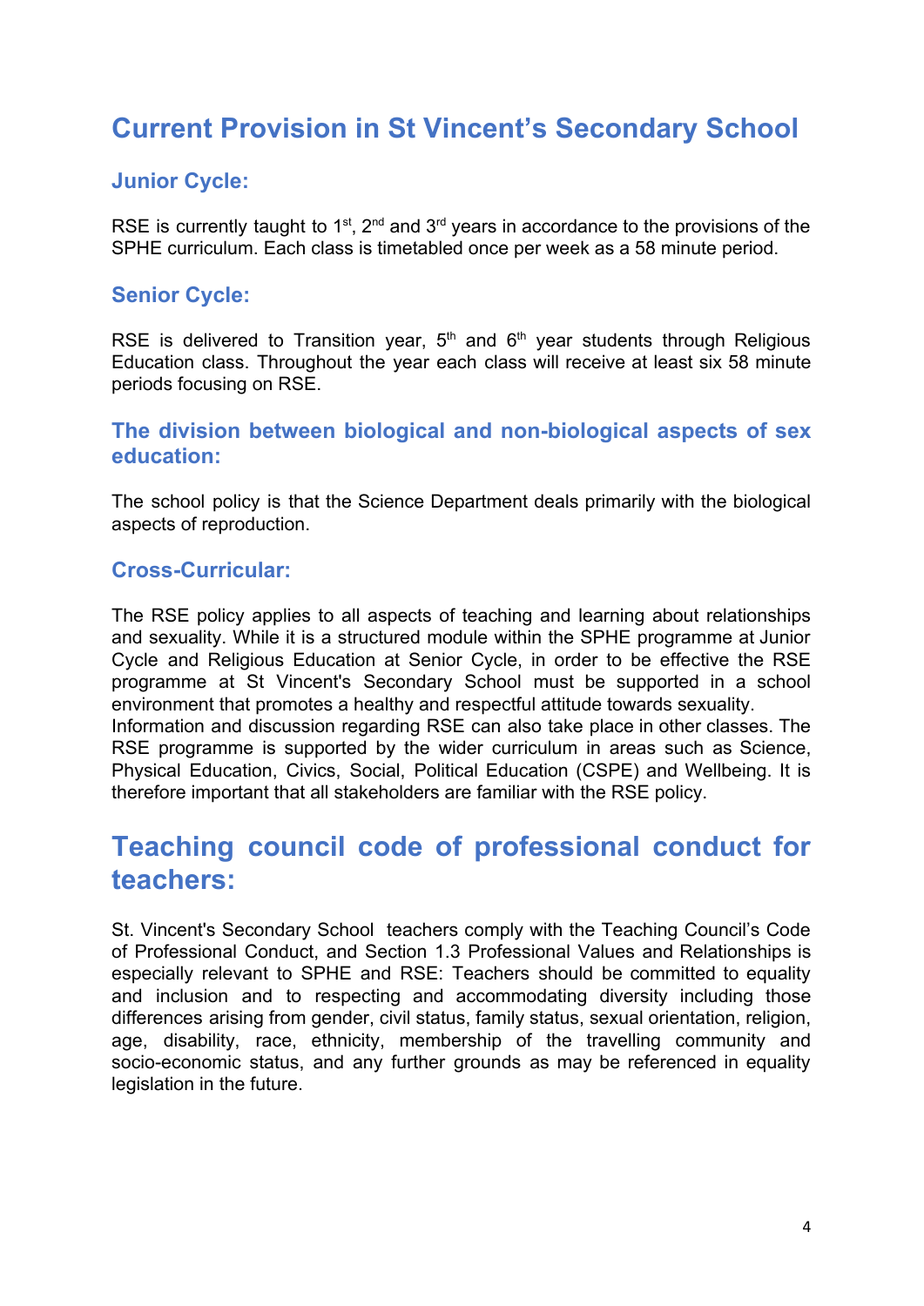# Current Provision in St Vincent's Secondary School

## Junior Cycle:

RSE is currently taught to 1st, 2nd and 3rd years in accordance to the provisions of the SPHE curriculum. Each class is timetabled once per week as a 58 minute period.

## Senior Cycle:

RSE is delivered to Transition year, 5th and 6th year students through Religious Education class. Throughout the year each class will receive at least six 58 minute periods focusing on RSE.

## The division between biological and non-biological aspects of sex education:

The school policy is that the Science Department deals primarily with the biological aspects of reproduction.

## Cross-Curricular:

The RSE policy applies to all aspects of teaching and learning about relationships and sexuality. While it is a structured module within the SPHE programme at Junior Cycle and Religious Education at Senior Cycle, in order to be effective the RSE programme at St Vincent's Secondary School must be supported in a school environment that promotes a healthy and respectful attitude towards sexuality.
Information and discussion regarding RSE can also take place in other classes. The RSE programme is supported by the wider curriculum in areas such as Science, Physical Education, Civics, Social, Political Education (CSPE) and Wellbeing. It is therefore important that all stakeholders are familiar with the RSE policy.

# Teaching council code of professional conduct for teachers:

St. Vincent's Secondary School teachers comply with the Teaching Council's Code of Professional Conduct, and Section 1.3 Professional Values and Relationships is especially relevant to SPHE and RSE: Teachers should be committed to equality and inclusion and to respecting and accommodating diversity including those differences arising from gender, civil status, family status, sexual orientation, religion, age, disability, race, ethnicity, membership of the travelling community and socio-economic status, and any further grounds as may be referenced in equality legislation in the future.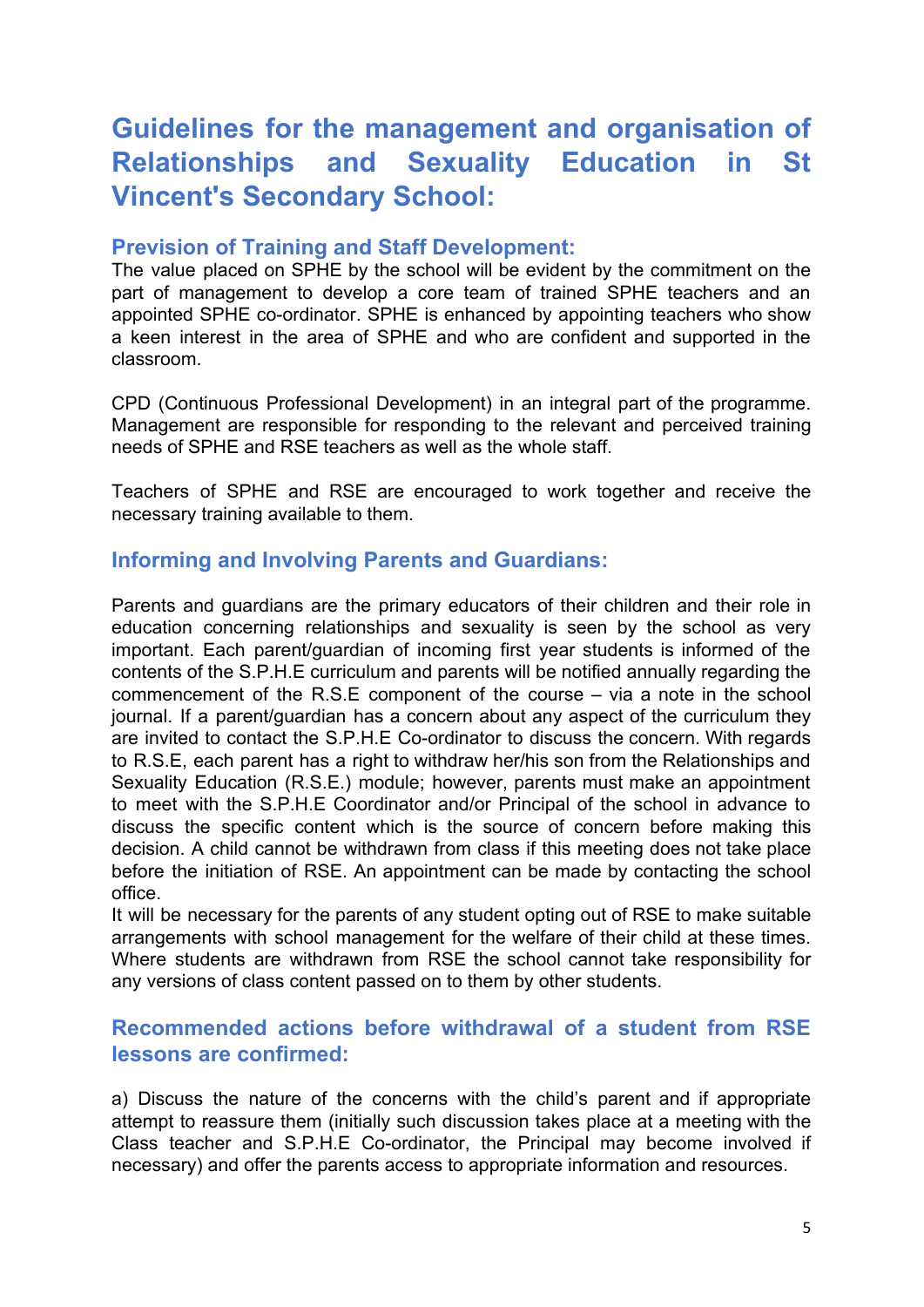# Guidelines for the management and organisation of Relationships and Sexuality Education in St Vincent's Secondary School:

## Prevision of Training and Staff Development:

The value placed on SPHE by the school will be evident by the commitment on the part of management to develop a core team of trained SPHE teachers and an appointed SPHE co-ordinator. SPHE is enhanced by appointing teachers who show a keen interest in the area of SPHE and who are confident and supported in the classroom.

CPD (Continuous Professional Development) in an integral part of the programme. Management are responsible for responding to the relevant and perceived training needs of SPHE and RSE teachers as well as the whole staff.

Teachers of SPHE and RSE are encouraged to work together and receive the necessary training available to them.

## Informing and Involving Parents and Guardians:

Parents and guardians are the primary educators of their children and their role in education concerning relationships and sexuality is seen by the school as very important. Each parent/guardian of incoming first year students is informed of the contents of the S.P.H.E curriculum and parents will be notified annually regarding the commencement of the R.S.E component of the course – via a note in the school journal. If a parent/guardian has a concern about any aspect of the curriculum they are invited to contact the S.P.H.E Co-ordinator to discuss the concern. With regards to R.S.E, each parent has a right to withdraw her/his son from the Relationships and Sexuality Education (R.S.E.) module; however, parents must make an appointment to meet with the S.P.H.E Coordinator and/or Principal of the school in advance to discuss the specific content which is the source of concern before making this decision. A child cannot be withdrawn from class if this meeting does not take place before the initiation of RSE. An appointment can be made by contacting the school office.

It will be necessary for the parents of any student opting out of RSE to make suitable arrangements with school management for the welfare of their child at these times. Where students are withdrawn from RSE the school cannot take responsibility for any versions of class content passed on to them by other students.

## Recommended actions before withdrawal of a student from RSE lessons are confirmed:

a) Discuss the nature of the concerns with the child's parent and if appropriate attempt to reassure them (initially such discussion takes place at a meeting with the Class teacher and S.P.H.E Co-ordinator, the Principal may become involved if necessary) and offer the parents access to appropriate information and resources.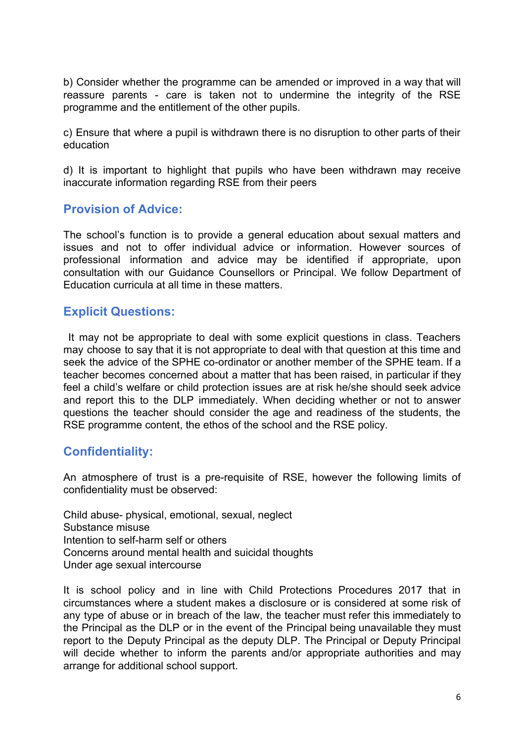b) Consider whether the programme can be amended or improved in a way that will reassure parents - care is taken not to undermine the integrity of the RSE programme and the entitlement of the other pupils.

c) Ensure that where a pupil is withdrawn there is no disruption to other parts of their education

d) It is important to highlight that pupils who have been withdrawn may receive inaccurate information regarding RSE from their peers

## Provision of Advice:

The school's function is to provide a general education about sexual matters and issues and not to offer individual advice or information. However sources of professional information and advice may be identified if appropriate, upon consultation with our Guidance Counsellors or Principal. We follow Department of Education curricula at all time in these matters.

## Explicit Questions:

It may not be appropriate to deal with some explicit questions in class. Teachers may choose to say that it is not appropriate to deal with that question at this time and seek the advice of the SPHE co-ordinator or another member of the SPHE team. If a teacher becomes concerned about a matter that has been raised, in particular if they feel a child's welfare or child protection issues are at risk he/she should seek advice and report this to the DLP immediately. When deciding whether or not to answer questions the teacher should consider the age and readiness of the students, the RSE programme content, the ethos of the school and the RSE policy.

## Confidentiality:

An atmosphere of trust is a pre-requisite of RSE, however the following limits of confidentiality must be observed:

Child abuse- physical, emotional, sexual, neglect
Substance misuse
Intention to self-harm self or others
Concerns around mental health and suicidal thoughts
Under age sexual intercourse

It is school policy and in line with Child Protections Procedures 2017 that in circumstances where a student makes a disclosure or is considered at some risk of any type of abuse or in breach of the law, the teacher must refer this immediately to the Principal as the DLP or in the event of the Principal being unavailable they must report to the Deputy Principal as the deputy DLP. The Principal or Deputy Principal will decide whether to inform the parents and/or appropriate authorities and may arrange for additional school support.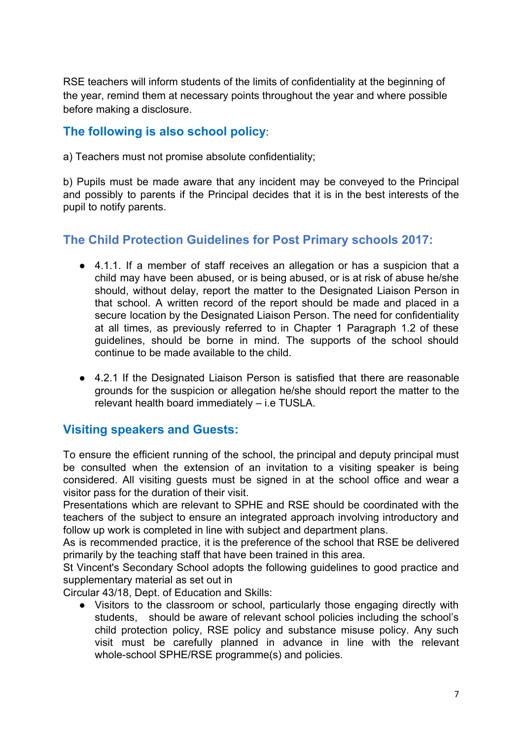RSE teachers will inform students of the limits of confidentiality at the beginning of the year, remind them at necessary points throughout the year and where possible before making a disclosure.

## The following is also school policy:

a) Teachers must not promise absolute confidentiality;

b) Pupils must be made aware that any incident may be conveyed to the Principal and possibly to parents if the Principal decides that it is in the best interests of the pupil to notify parents.

## The Child Protection Guidelines for Post Primary schools 2017:

- 4.1.1. If a member of staff receives an allegation or has a suspicion that a child may have been abused, or is being abused, or is at risk of abuse he/she should, without delay, report the matter to the Designated Liaison Person in that school. A written record of the report should be made and placed in a secure location by the Designated Liaison Person. The need for confidentiality at all times, as previously referred to in Chapter 1 Paragraph 1.2 of these guidelines, should be borne in mind. The supports of the school should continue to be made available to the child.

- 4.2.1 If the Designated Liaison Person is satisfied that there are reasonable grounds for the suspicion or allegation he/she should report the matter to the relevant health board immediately – i.e TUSLA.

## Visiting speakers and Guests:

To ensure the efficient running of the school, the principal and deputy principal must be consulted when the extension of an invitation to a visiting speaker is being considered. All visiting guests must be signed in at the school office and wear a visitor pass for the duration of their visit.
Presentations which are relevant to SPHE and RSE should be coordinated with the teachers of the subject to ensure an integrated approach involving introductory and follow up work is completed in line with subject and department plans.
As is recommended practice, it is the preference of the school that RSE be delivered primarily by the teaching staff that have been trained in this area.
St Vincent's Secondary School adopts the following guidelines to good practice and supplementary material as set out in
Circular 43/18, Dept. of Education and Skills:

- Visitors to the classroom or school, particularly those engaging directly with students, should be aware of relevant school policies including the school's child protection policy, RSE policy and substance misuse policy. Any such visit must be carefully planned in advance in line with the relevant whole-school SPHE/RSE programme(s) and policies.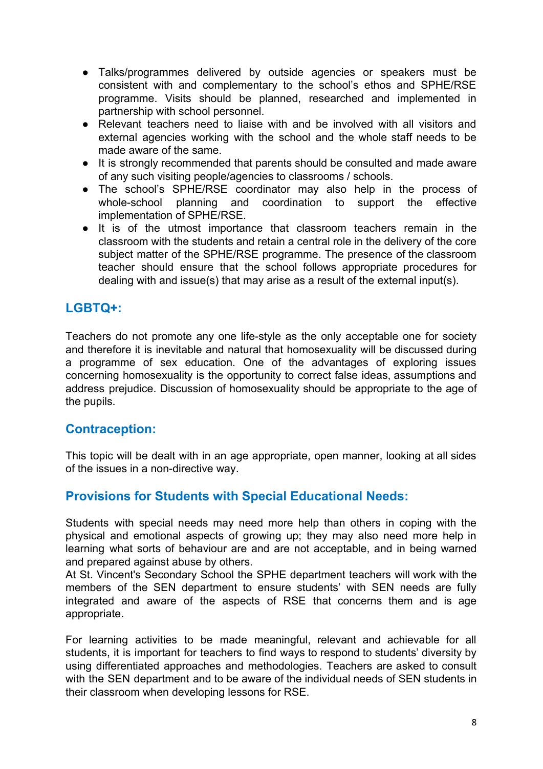- Talks/programmes delivered by outside agencies or speakers must be consistent with and complementary to the school's ethos and SPHE/RSE programme. Visits should be planned, researched and implemented in partnership with school personnel.
- Relevant teachers need to liaise with and be involved with all visitors and external agencies working with the school and the whole staff needs to be made aware of the same.
- It is strongly recommended that parents should be consulted and made aware of any such visiting people/agencies to classrooms / schools.
- The school's SPHE/RSE coordinator may also help in the process of whole-school planning and coordination to support the effective implementation of SPHE/RSE.
- It is of the utmost importance that classroom teachers remain in the classroom with the students and retain a central role in the delivery of the core subject matter of the SPHE/RSE programme. The presence of the classroom teacher should ensure that the school follows appropriate procedures for dealing with and issue(s) that may arise as a result of the external input(s).

## LGBTQ+:

Teachers do not promote any one life-style as the only acceptable one for society and therefore it is inevitable and natural that homosexuality will be discussed during a programme of sex education. One of the advantages of exploring issues concerning homosexuality is the opportunity to correct false ideas, assumptions and address prejudice. Discussion of homosexuality should be appropriate to the age of the pupils.

## Contraception:

This topic will be dealt with in an age appropriate, open manner, looking at all sides of the issues in a non-directive way.

## Provisions for Students with Special Educational Needs:

Students with special needs may need more help than others in coping with the physical and emotional aspects of growing up; they may also need more help in learning what sorts of behaviour are and are not acceptable, and in being warned and prepared against abuse by others.
At St. Vincent's Secondary School the SPHE department teachers will work with the members of the SEN department to ensure students' with SEN needs are fully integrated and aware of the aspects of RSE that concerns them and is age appropriate.

For learning activities to be made meaningful, relevant and achievable for all students, it is important for teachers to find ways to respond to students' diversity by using differentiated approaches and methodologies. Teachers are asked to consult with the SEN department and to be aware of the individual needs of SEN students in their classroom when developing lessons for RSE.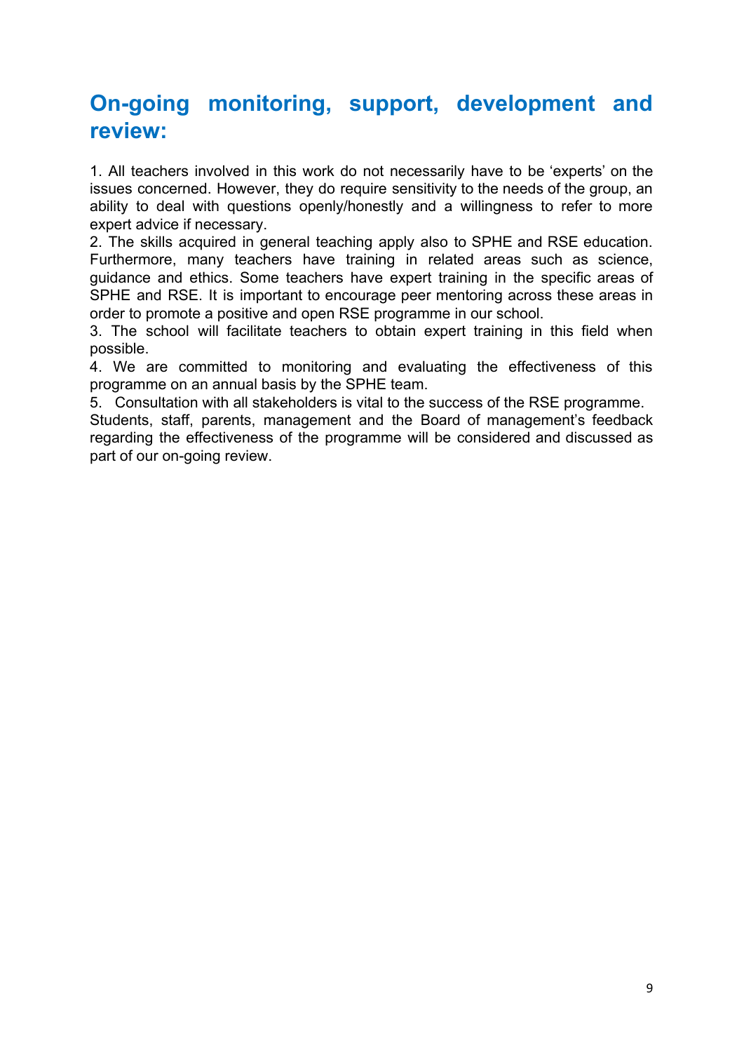## On-going monitoring, support, development and review:

1. All teachers involved in this work do not necessarily have to be 'experts' on the issues concerned. However, they do require sensitivity to the needs of the group, an ability to deal with questions openly/honestly and a willingness to refer to more expert advice if necessary.
2. The skills acquired in general teaching apply also to SPHE and RSE education. Furthermore, many teachers have training in related areas such as science, guidance and ethics. Some teachers have expert training in the specific areas of SPHE and RSE. It is important to encourage peer mentoring across these areas in order to promote a positive and open RSE programme in our school.
3. The school will facilitate teachers to obtain expert training in this field when possible.
4. We are committed to monitoring and evaluating the effectiveness of this programme on an annual basis by the SPHE team.
5. Consultation with all stakeholders is vital to the success of the RSE programme.

Students, staff, parents, management and the Board of management's feedback regarding the effectiveness of the programme will be considered and discussed as part of our on-going review.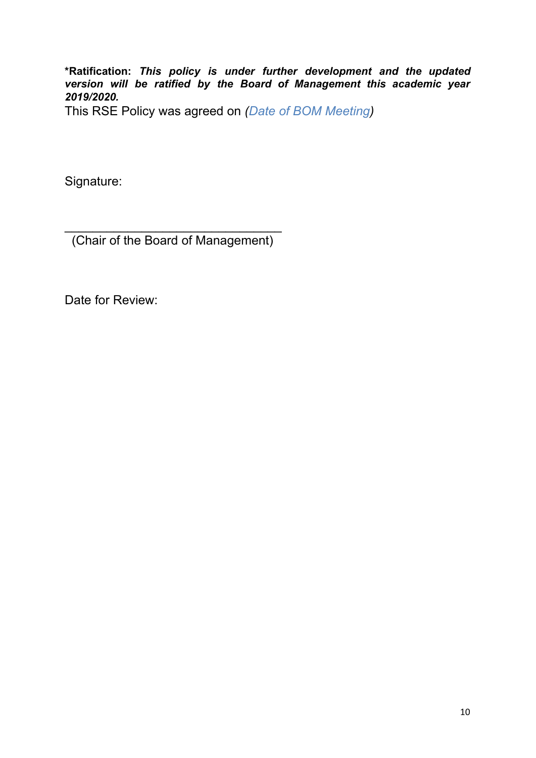***Ratification:** ***This policy is under further development and the updated version will be ratified by the Board of Management this academic year 2019/2020.***

This RSE Policy was agreed on *(Date of BOM Meeting)*

Signature:

________________________________

(Chair of the Board of Management)

Date for Review: